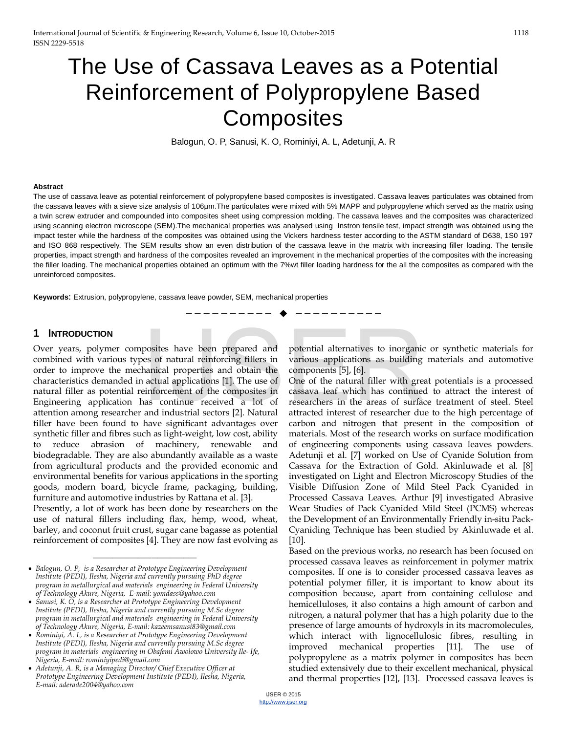# The Use of Cassava Leaves as a Potential Reinforcement of Polypropylene Based Composites

Balogun, O. P, Sanusi, K. O, Rominiyi, A. L, Adetunji, A. R

**Abstract**

The use of cassava leave as potential reinforcement of polypropylene based composites is investigated. Cassava leaves particulates was obtained from the cassava leaves with a sieve size analysis of 106µm.The particulates were mixed with 5% MAPP and polypropylene which served as the matrix using a twin screw extruder and compounded into composites sheet using compression molding. The cassava leaves and the composites was characterized using scanning electron microscope (SEM).The mechanical properties was analysed using Instron tensile test, impact strength was obtained using the impact tester while the hardness of the composites was obtained using the Vickers hardness tester according to the ASTM standard of D638, 1S0 197 and ISO 868 respectively. The SEM results show an even distribution of the cassava leave in the matrix with increasing filler loading. The tensile properties, impact strength and hardness of the composites revealed an improvement in the mechanical properties of the composites with the increasing the filler loading. The mechanical properties obtained an optimum with the 7%wt filler loading hardness for the all the composites as compared with the unreinforced composites.

**Keywords**: Extrusion, polypropylene, cassava leave powder, SEM, mechanical properties

## 1 Introduction

Over years, polymer composites have been prepared and combined with various types of natural reinforcing fillers in order to improve the mechanical properties and obtain the characteristics demanded in actual applications [1]. The use of natural filler as potential reinforcement of the composites in Engineering application has continue received a lot of attention among researcher and industrial sectors [2]. Natural filler have been found to have significant advantages over synthetic filler and fibres such as light-weight, low cost, ability to reduce abrasion of machinery, renewable and biodegradable. They are also abundantly available as a waste from agricultural products and the provided economic and environmental benefits for various applications in the sporting goods, modern board, bicycle frame, packaging, building, furniture and automotive industries by Rattana et al. [3].

Presently, a lot of work has been done by researchers on the use of natural fillers including flax, hemp, wood, wheat, barley, and coconut fruit crust, sugar cane bagasse as potential reinforcement of composites [4]. They are now fast evolving as potential alternatives to inorganic or synthetic materials for various applications as building materials and automotive components [5], [6].

One of the natural filler with great potentials is a processed cassava leaf which has continued to attract the interest of researchers in the areas of surface treatment of steel. Steel attracted interest of researcher due to the high percentage of carbon and nitrogen that present in the composition of materials. Most of the research works on surface modification of engineering components using cassava leaves powders. Adetunji et al. [7] worked on Use of Cyanide Solution from Cassava for the Extraction of Gold. Akinluwade et al. [8] investigated on Light and Electron Microscopy Studies of the Visible Diffusion Zone of Mild Steel Pack Cyanided in Processed Cassava Leaves. Arthur [9] investigated Abrasive Wear Studies of Pack Cyanided Mild Steel (PCMS) whereas the Development of an Environmentally Friendly in-situ Pack-Cyaniding Technique has been studied by Akinluwade et al. [10].

Based on the previous works, no research has been focused on processed cassava leaves as reinforcement in polymer matrix composites. If one is to consider processed cassava leaves as potential polymer filler, it is important to know about its composition because, apart from containing cellulose and hemicelluloses, it also contains a high amount of carbon and nitrogen, a natural polymer that has a high polarity due to the presence of large amounts of hydroxyls in its macromolecules, which interact with lignocellulosic fibres, resulting in improved mechanical properties [11]. The use of polypropylene as a matrix polymer in composites has been studied extensively due to their excellent mechanical, physical and thermal properties [12], [13]. Processed cassava leaves is

---

- *Balogun, O. P, is a Researcher at Prototype Engineering Development Institute (PEDI), Ilesha, Nigeria and currently pursuing PhD degree program in metallurgical and materials engineering in Federal University of Technology Akure, Nigeria, E-mail: yomdass@yahoo.com*
- *Sanusi, K. O, is a Researcher at Prototype Engineering Development Institute (PEDI), Ilesha, Nigeria and currently pursuing M.Sc degree program in metallurgical and materials engineering in Federal University of Technology Akure, Nigeria, E-mail: kazeemsanusi83@gmail.com*
- *Rominiyi, A. L, is a Researcher at Prototype Engineering Development Institute (PEDI), Ilesha, Nigeria and currently pursuing M.Sc degree program in materials engineering in Obafemi Awolowo University Ile- Ife, Nigeria, E-mail: rominiyipedi@gmail.com*
- *Adetunji, A. R, is a Managing Director/ Chief Executive Officer at Prototype Engineering Development Institute (PEDI), Ilesha, Nigeria, E-mail: aderade2004@yahoo.com*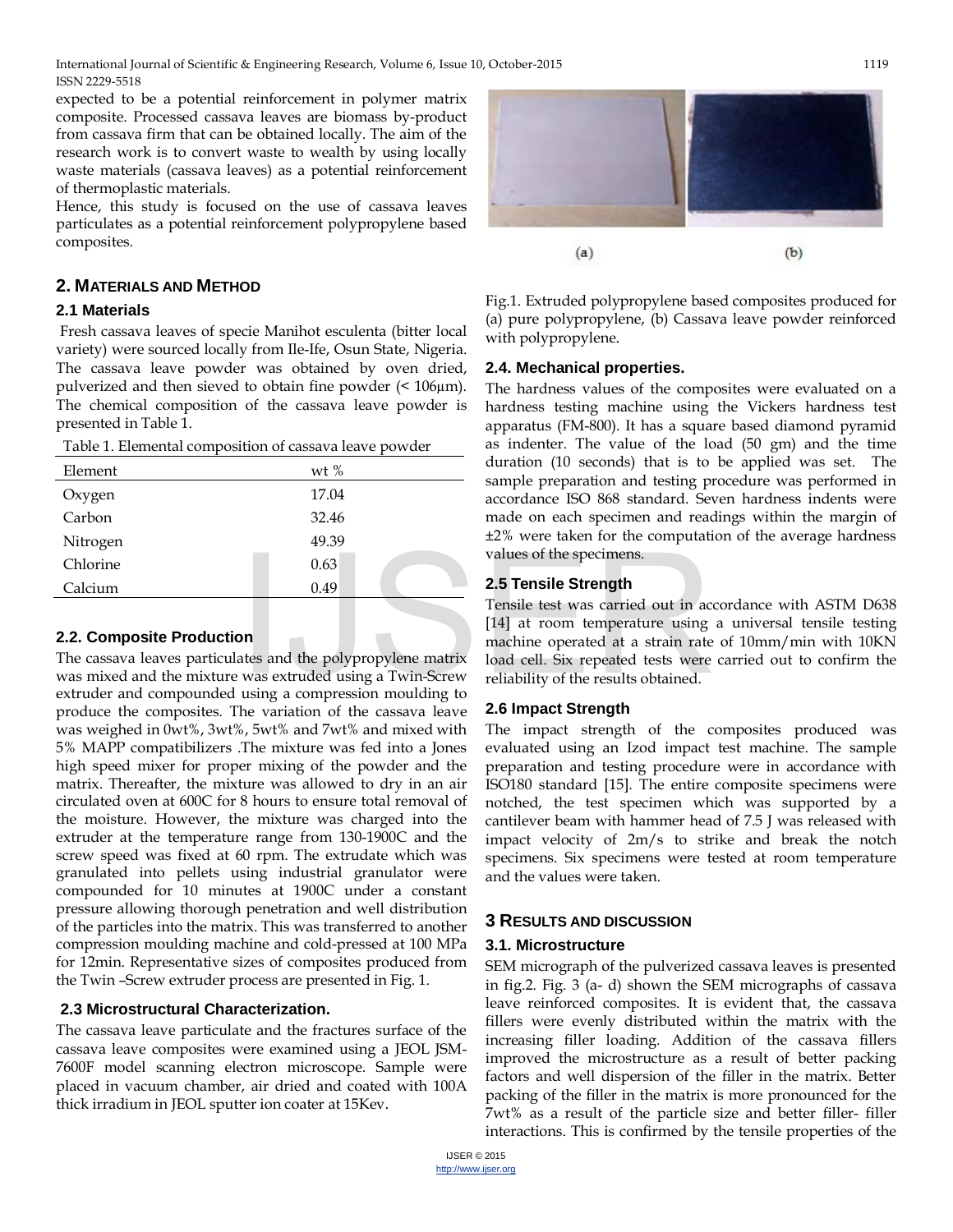expected to be a potential reinforcement in polymer matrix composite. Processed cassava leaves are biomass by-product from cassava firm that can be obtained locally. The aim of the research work is to convert waste to wealth by using locally waste materials (cassava leaves) as a potential reinforcement of thermoplastic materials.

Hence, this study is focused on the use of cassava leaves particulates as a potential reinforcement polypropylene based composites.

## 2. MATERIALS AND METHOD

### 2.1 Materials

Fresh cassava leaves of specie Manihot esculenta (bitter local variety) were sourced locally from Ile-Ife, Osun State, Nigeria. The cassava leave powder was obtained by oven dried, pulverized and then sieved to obtain fine powder (< 106μm). The chemical composition of the cassava leave powder is presented in Table 1.

Table 1. Elemental composition of cassava leave powder

| Element | wt % |
|---|---|
| Oxygen | 17.04 |
| Carbon | 32.46 |
| Nitrogen | 49.39 |
| Chlorine | 0.63 |
| Calcium | 0.49 |

### 2.2. Composite Production

The cassava leaves particulates and the polypropylene matrix was mixed and the mixture was extruded using a Twin-Screw extruder and compounded using a compression moulding to produce the composites. The variation of the cassava leave was weighed in 0wt%, 3wt%, 5wt% and 7wt% and mixed with 5% MAPP compatibilizers .The mixture was fed into a Jones high speed mixer for proper mixing of the powder and the matrix. Thereafter, the mixture was allowed to dry in an air circulated oven at 600C for 8 hours to ensure total removal of the moisture. However, the mixture was charged into the extruder at the temperature range from 130-1900C and the screw speed was fixed at 60 rpm. The extrudate which was granulated into pellets using industrial granulator were compounded for 10 minutes at 1900C under a constant pressure allowing thorough penetration and well distribution of the particles into the matrix. This was transferred to another compression moulding machine and cold-pressed at 100 MPa for 12min. Representative sizes of composites produced from the Twin –Screw extruder process are presented in Fig. 1.

### 2.3 Microstructural Characterization.

The cassava leave particulate and the fractures surface of the cassava leave composites were examined using a JEOL JSM-7600F model scanning electron microscope. Sample were placed in vacuum chamber, air dried and coated with 100A thick irradium in JEOL sputter ion coater at 15Kev.

(a) (b)

Fig.1. Extruded polypropylene based composites produced for (a) pure polypropylene, (b) Cassava leave powder reinforced with polypropylene.

### 2.4. Mechanical properties.

The hardness values of the composites were evaluated on a hardness testing machine using the Vickers hardness test apparatus (FM-800). It has a square based diamond pyramid as indenter. The value of the load (50 gm) and the time duration (10 seconds) that is to be applied was set. The sample preparation and testing procedure was performed in accordance ISO 868 standard. Seven hardness indents were made on each specimen and readings within the margin of ±2% were taken for the computation of the average hardness values of the specimens.

### 2.5 Tensile Strength

Tensile test was carried out in accordance with ASTM D638 [14] at room temperature using a universal tensile testing machine operated at a strain rate of 10mm/min with 10KN load cell. Six repeated tests were carried out to confirm the reliability of the results obtained.

### 2.6 Impact Strength

The impact strength of the composites produced was evaluated using an Izod impact test machine. The sample preparation and testing procedure were in accordance with ISO180 standard [15]. The entire composite specimens were notched, the test specimen which was supported by a cantilever beam with hammer head of 7.5 J was released with impact velocity of 2m/s to strike and break the notch specimens. Six specimens were tested at room temperature and the values were taken.

## 3 RESULTS AND DISCUSSION

### 3.1. Microstructure

SEM micrograph of the pulverized cassava leaves is presented in fig.2. Fig. 3 (a- d) shown the SEM micrographs of cassava leave reinforced composites. It is evident that, the cassava fillers were evenly distributed within the matrix with the increasing filler loading. Addition of the cassava fillers improved the microstructure as a result of better packing factors and well dispersion of the filler in the matrix. Better packing of the filler in the matrix is more pronounced for the 7wt% as a result of the particle size and better filler- filler interactions. This is confirmed by the tensile properties of the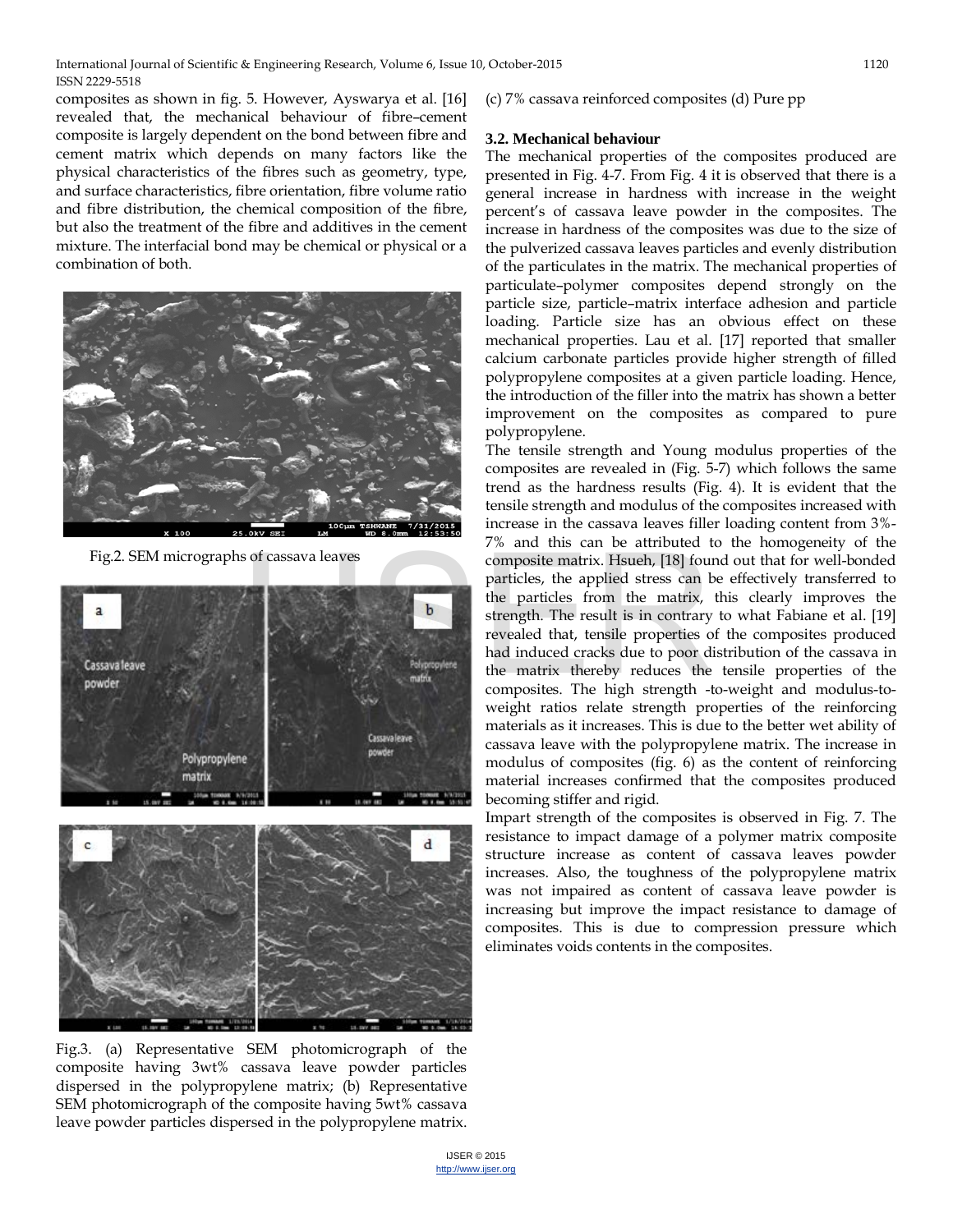composites as shown in fig. 5. However, Ayswarya et al. [16] revealed that, the mechanical behaviour of fibre–cement composite is largely dependent on the bond between fibre and cement matrix which depends on many factors like the physical characteristics of the fibres such as geometry, type, and surface characteristics, fibre orientation, fibre volume ratio and fibre distribution, the chemical composition of the fibre, but also the treatment of the fibre and additives in the cement mixture. The interfacial bond may be chemical or physical or a combination of both.

Fig.2. SEM micrographs of cassava leaves

Fig.3. (a) Representative SEM photomicrograph of the composite having 3wt% cassava leave powder particles dispersed in the polypropylene matrix; (b) Representative SEM photomicrograph of the composite having 5wt% cassava leave powder particles dispersed in the polypropylene matrix. (c) 7% cassava reinforced composites (d) Pure pp

### 3.2. Mechanical behaviour

The mechanical properties of the composites produced are presented in Fig. 4-7. From Fig. 4 it is observed that there is a general increase in hardness with increase in the weight percent's of cassava leave powder in the composites. The increase in hardness of the composites was due to the size of the pulverized cassava leaves particles and evenly distribution of the particulates in the matrix. The mechanical properties of particulate–polymer composites depend strongly on the particle size, particle–matrix interface adhesion and particle loading. Particle size has an obvious effect on these mechanical properties. Lau et al. [17] reported that smaller calcium carbonate particles provide higher strength of filled polypropylene composites at a given particle loading. Hence, the introduction of the filler into the matrix has shown a better improvement on the composites as compared to pure polypropylene.

The tensile strength and Young modulus properties of the composites are revealed in (Fig. 5-7) which follows the same trend as the hardness results (Fig. 4). It is evident that the tensile strength and modulus of the composites increased with increase in the cassava leaves filler loading content from 3%-7% and this can be attributed to the homogeneity of the composite matrix. Hsueh, [18] found out that for well-bonded particles, the applied stress can be effectively transferred to the particles from the matrix, this clearly improves the strength. The result is in contrary to what Fabiane et al. [19] revealed that, tensile properties of the composites produced had induced cracks due to poor distribution of the cassava in the matrix thereby reduces the tensile properties of the composites. The high strength -to-weight and modulus-to-weight ratios relate strength properties of the reinforcing materials as it increases. This is due to the better wet ability of cassava leave with the polypropylene matrix. The increase in modulus of composites (fig. 6) as the content of reinforcing material increases confirmed that the composites produced becoming stiffer and rigid.

Impart strength of the composites is observed in Fig. 7. The resistance to impact damage of a polymer matrix composite structure increase as content of cassava leaves powder increases. Also, the toughness of the polypropylene matrix was not impaired as content of cassava leave powder is increasing but improve the impact resistance to damage of composites. This is due to compression pressure which eliminates voids contents in the composites.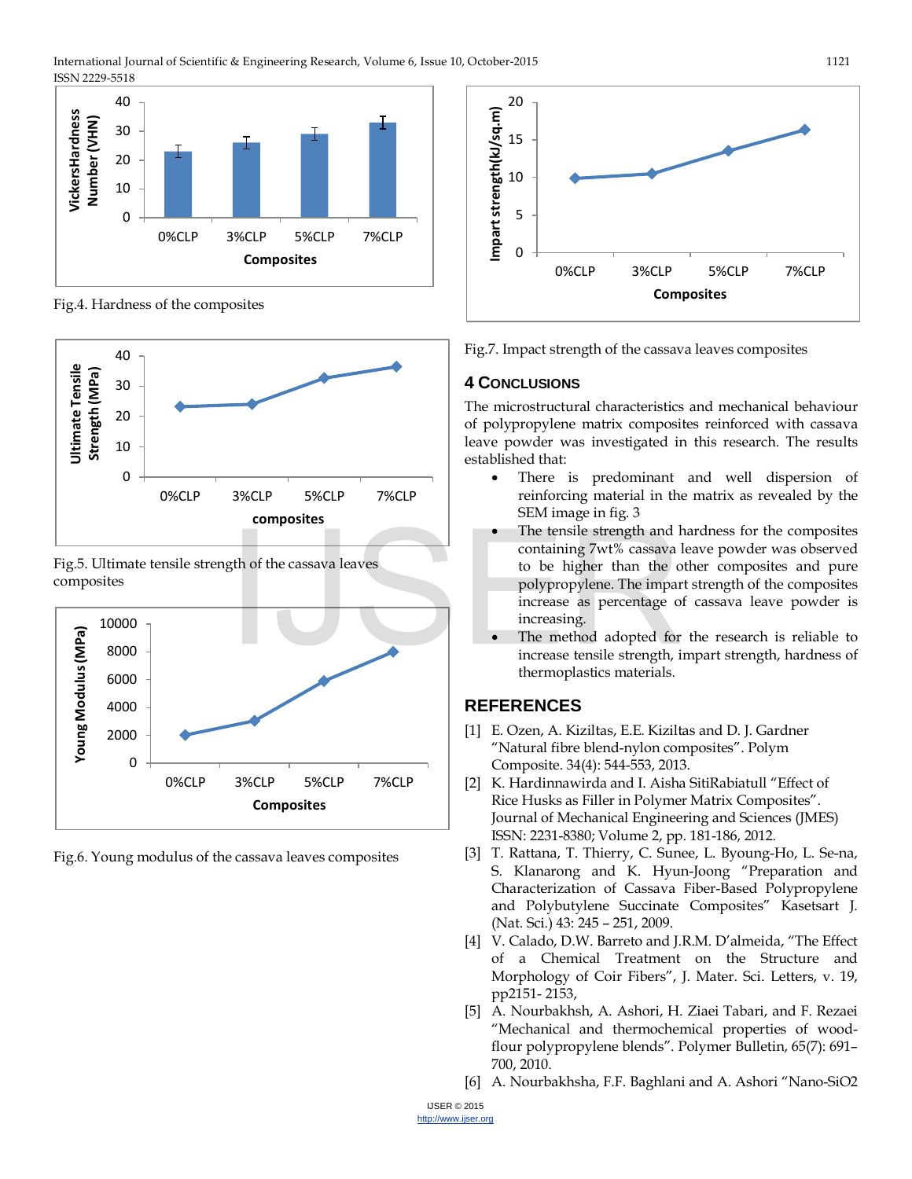Fig.4. Hardness of the composites

Fig.5. Ultimate tensile strength of the cassava leaves composites

Fig.6. Young modulus of the cassava leaves composites

Fig.7. Impact strength of the cassava leaves composites

## 4 CONCLUSIONS

The microstructural characteristics and mechanical behaviour of polypropylene matrix composites reinforced with cassava leave powder was investigated in this research. The results established that:

- There is predominant and well dispersion of reinforcing material in the matrix as revealed by the SEM image in fig. 3
- The tensile strength and hardness for the composites containing 7wt% cassava leave powder was observed to be higher than the other composites and pure polypropylene. The impart strength of the composites increase as percentage of cassava leave powder is increasing.
- The method adopted for the research is reliable to increase tensile strength, impart strength, hardness of thermoplastics materials.

## REFERENCES

[1] E. Ozen, A. Kiziltas, E.E. Kiziltas and D. J. Gardner "Natural fibre blend-nylon composites". Polym Composite. 34(4): 544-553, 2013.

[2] K. Hardinnawirda and I. Aisha SitiRabiatull "Effect of Rice Husks as Filler in Polymer Matrix Composites". Journal of Mechanical Engineering and Sciences (JMES) ISSN: 2231-8380; Volume 2, pp. 181-186, 2012.

[3] T. Rattana, T. Thierry, C. Sunee, L. Byoung-Ho, L. Se-na, S. Klanarong and K. Hyun-Joong "Preparation and Characterization of Cassava Fiber-Based Polypropylene and Polybutylene Succinate Composites" Kasetsart J. (Nat. Sci.) 43: 245 – 251, 2009.

[4] V. Calado, D.W. Barreto and J.R.M. D'almeida, "The Effect of a Chemical Treatment on the Structure and Morphology of Coir Fibers", J. Mater. Sci. Letters, v. 19, pp2151- 2153,

[5] A. Nourbakhsh, A. Ashori, H. Ziaei Tabari, and F. Rezaei "Mechanical and thermochemical properties of wood-flour polypropylene blends". Polymer Bulletin, 65(7): 691–700, 2010.

[6] A. Nourbakhsha, F.F. Baghlani and A. Ashori "Nano-SiO2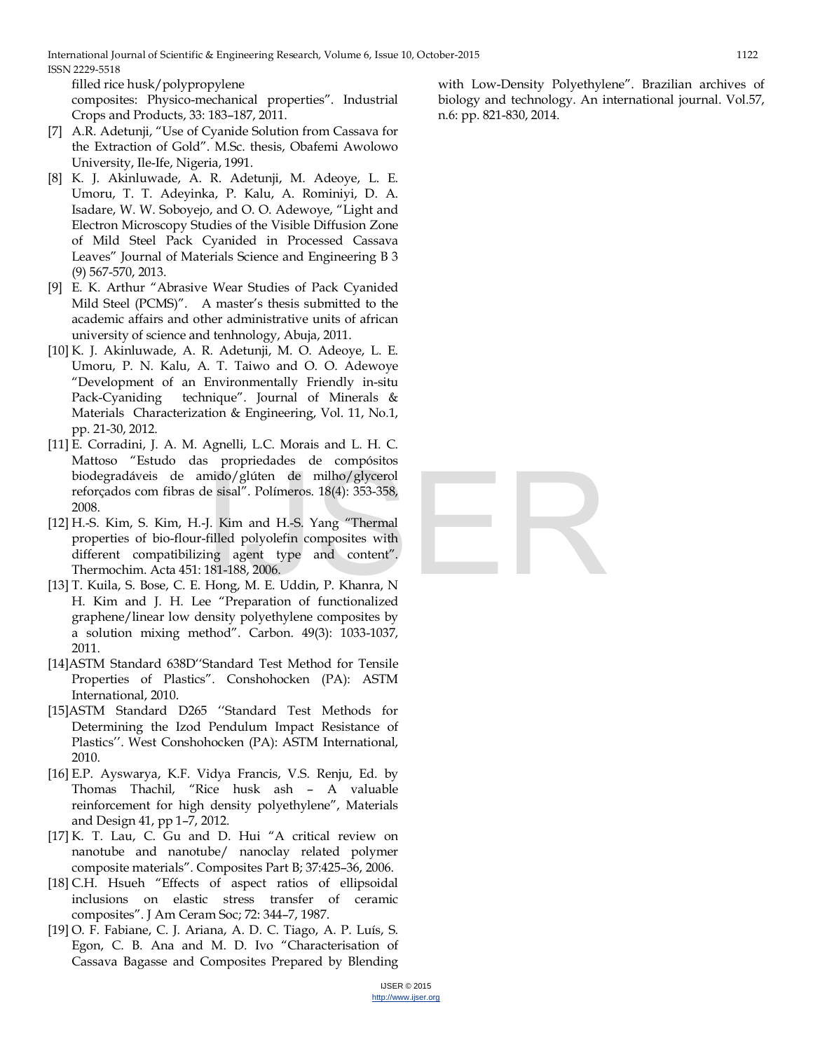filled rice husk/polypropylene composites: Physico-mechanical properties". Industrial Crops and Products, 33: 183–187, 2011.

[7] A.R. Adetunji, "Use of Cyanide Solution from Cassava for the Extraction of Gold". M.Sc. thesis, Obafemi Awolowo University, Ile-Ife, Nigeria, 1991.

[8] K. J. Akinluwade, A. R. Adetunji, M. Adeoye, L. E. Umoru, T. T. Adeyinka, P. Kalu, A. Rominiyi, D. A. Isadare, W. W. Soboyejo, and O. O. Adewoye, "Light and Electron Microscopy Studies of the Visible Diffusion Zone of Mild Steel Pack Cyanided in Processed Cassava Leaves" Journal of Materials Science and Engineering B 3 (9) 567-570, 2013.

[9] E. K. Arthur "Abrasive Wear Studies of Pack Cyanided Mild Steel (PCMS)". A master's thesis submitted to the academic affairs and other administrative units of african university of science and tenhnology, Abuja, 2011.

[10] K. J. Akinluwade, A. R. Adetunji, M. O. Adeoye, L. E. Umoru, P. N. Kalu, A. T. Taiwo and O. O. Adewoye "Development of an Environmentally Friendly in-situ Pack-Cyaniding technique". Journal of Minerals & Materials Characterization & Engineering, Vol. 11, No.1, pp. 21-30, 2012.

[11] E. Corradini, J. A. M. Agnelli, L.C. Morais and L. H. C. Mattoso "Estudo das propriedades de compósitos biodegradáveis de amido/glúten de milho/glycerol reforçados com fibras de sisal". Polímeros. 18(4): 353-358, 2008.

[12] H.-S. Kim, S. Kim, H.-J. Kim and H.-S. Yang "Thermal properties of bio-flour-filled polyolefin composites with different compatibilizing agent type and content". Thermochim. Acta 451: 181-188, 2006.

[13] T. Kuila, S. Bose, C. E. Hong, M. E. Uddin, P. Khanra, N H. Kim and J. H. Lee "Preparation of functionalized graphene/linear low density polyethylene composites by a solution mixing method". Carbon. 49(3): 1033-1037, 2011.

[14] ASTM Standard 638D"Standard Test Method for Tensile Properties of Plastics". Conshohocken (PA): ASTM International, 2010.

[15] ASTM Standard D265 ''Standard Test Methods for Determining the Izod Pendulum Impact Resistance of Plastics''. West Conshohocken (PA): ASTM International, 2010.

[16] E.P. Ayswarya, K.F. Vidya Francis, V.S. Renju, Ed. by Thomas Thachil, "Rice husk ash – A valuable reinforcement for high density polyethylene", Materials and Design 41, pp 1–7, 2012.

[17] K. T. Lau, C. Gu and D. Hui "A critical review on nanotube and nanotube/ nanoclay related polymer composite materials". Composites Part B; 37:425–36, 2006.

[18] C.H. Hsueh "Effects of aspect ratios of ellipsoidal inclusions on elastic stress transfer of ceramic composites". J Am Ceram Soc; 72: 344–7, 1987.

[19] O. F. Fabiane, C. J. Ariana, A. D. C. Tiago, A. P. Luís, S. Egon, C. B. Ana and M. D. Ivo "Characterisation of Cassava Bagasse and Composites Prepared by Blending with Low-Density Polyethylene". Brazilian archives of biology and technology. An international journal. Vol.57, n.6: pp. 821-830, 2014.